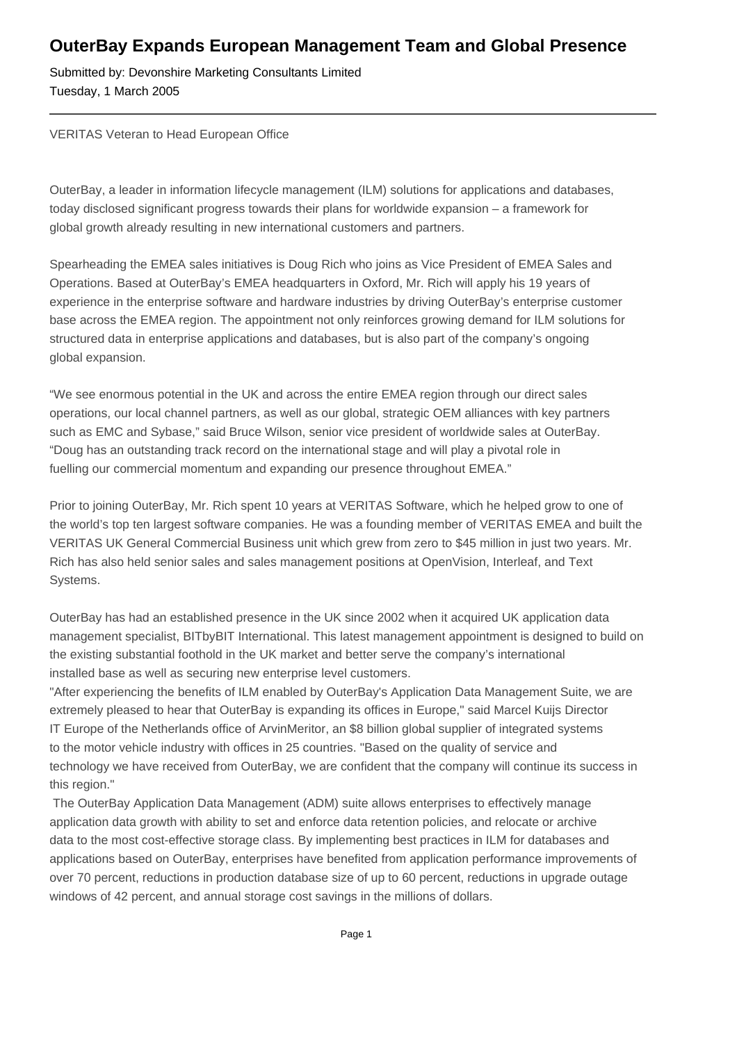# OuterBay Expands European Management Team and Global Presence

Submitted by: Devonshire Marketing Consultants Limited
Tuesday, 1 March 2005

---

VERITAS Veteran to Head European Office

OuterBay, a leader in information lifecycle management (ILM) solutions for applications and databases, today disclosed significant progress towards their plans for worldwide expansion – a framework for global growth already resulting in new international customers and partners.

Spearheading the EMEA sales initiatives is Doug Rich who joins as Vice President of EMEA Sales and Operations. Based at OuterBay's EMEA headquarters in Oxford, Mr. Rich will apply his 19 years of experience in the enterprise software and hardware industries by driving OuterBay's enterprise customer base across the EMEA region. The appointment not only reinforces growing demand for ILM solutions for structured data in enterprise applications and databases, but is also part of the company's ongoing global expansion.

"We see enormous potential in the UK and across the entire EMEA region through our direct sales operations, our local channel partners, as well as our global, strategic OEM alliances with key partners such as EMC and Sybase," said Bruce Wilson, senior vice president of worldwide sales at OuterBay. "Doug has an outstanding track record on the international stage and will play a pivotal role in fuelling our commercial momentum and expanding our presence throughout EMEA."

Prior to joining OuterBay, Mr. Rich spent 10 years at VERITAS Software, which he helped grow to one of the world's top ten largest software companies. He was a founding member of VERITAS EMEA and built the VERITAS UK General Commercial Business unit which grew from zero to $45 million in just two years. Mr. Rich has also held senior sales and sales management positions at OpenVision, Interleaf, and Text Systems.

OuterBay has had an established presence in the UK since 2002 when it acquired UK application data management specialist, BITbyBIT International. This latest management appointment is designed to build on the existing substantial foothold in the UK market and better serve the company's international installed base as well as securing new enterprise level customers.

"After experiencing the benefits of ILM enabled by OuterBay's Application Data Management Suite, we are extremely pleased to hear that OuterBay is expanding its offices in Europe," said Marcel Kuijs Director IT Europe of the Netherlands office of ArvinMeritor, an $8 billion global supplier of integrated systems to the motor vehicle industry with offices in 25 countries. "Based on the quality of service and technology we have received from OuterBay, we are confident that the company will continue its success in this region."

The OuterBay Application Data Management (ADM) suite allows enterprises to effectively manage application data growth with ability to set and enforce data retention policies, and relocate or archive data to the most cost-effective storage class. By implementing best practices in ILM for databases and applications based on OuterBay, enterprises have benefited from application performance improvements of over 70 percent, reductions in production database size of up to 60 percent, reductions in upgrade outage windows of 42 percent, and annual storage cost savings in the millions of dollars.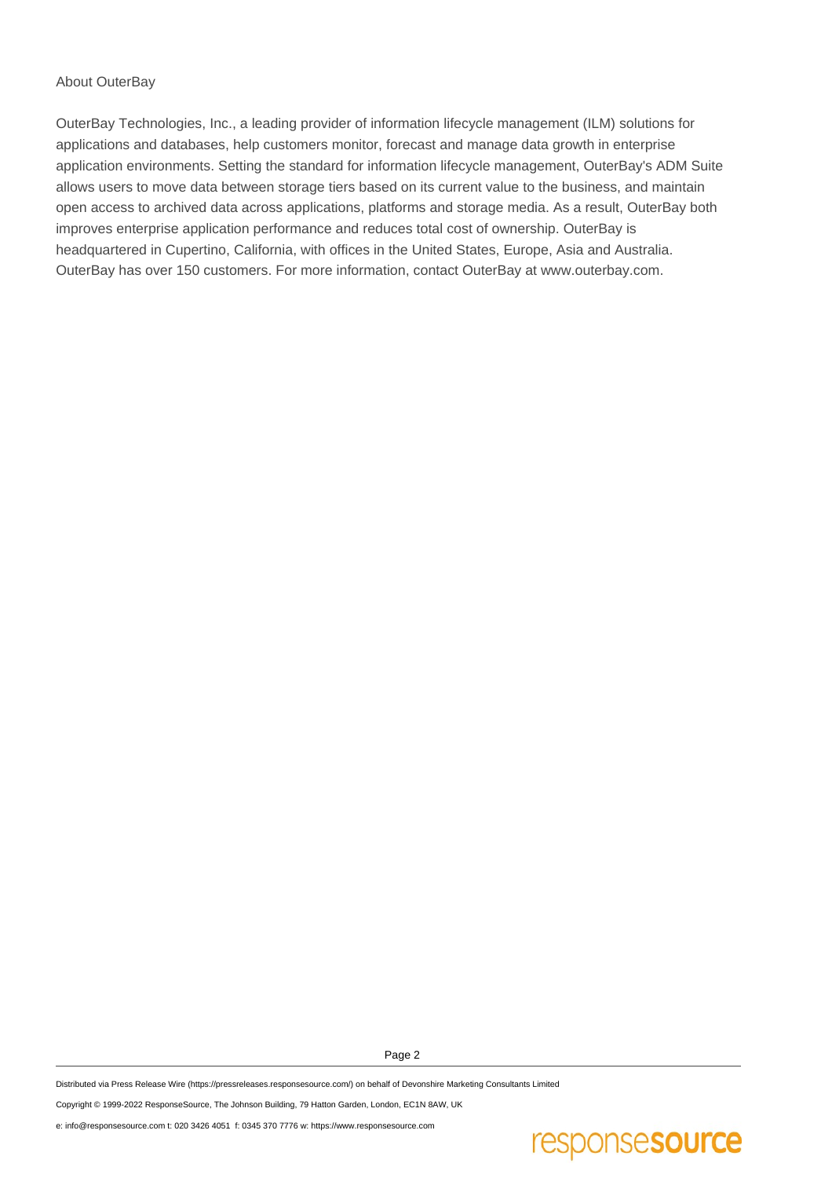## About OuterBay

OuterBay Technologies, Inc., a leading provider of information lifecycle management (ILM) solutions for applications and databases, help customers monitor, forecast and manage data growth in enterprise application environments. Setting the standard for information lifecycle management, OuterBay's ADM Suite allows users to move data between storage tiers based on its current value to the business, and maintain open access to archived data across applications, platforms and storage media. As a result, OuterBay both improves enterprise application performance and reduces total cost of ownership. OuterBay is headquartered in Cupertino, California, with offices in the United States, Europe, Asia and Australia. OuterBay has over 150 customers. For more information, contact OuterBay at www.outerbay.com.